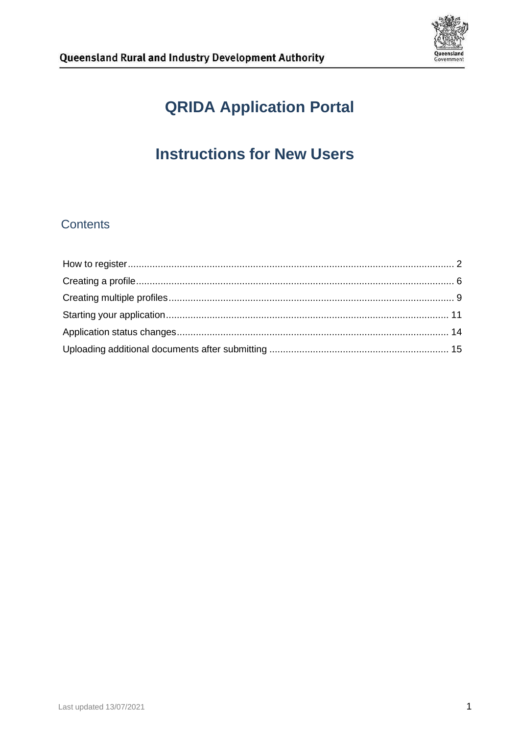# QRIDA Application Portal

# Instructions for New Users

## Contents

How to register ........................................................................................................................ 2
Creating a profile ...................................................................................................................... 6
Creating multiple profiles ......................................................................................................... 9
Starting your application ......................................................................................................... 11
Application status changes ..................................................................................................... 14
Uploading additional documents after submitting .................................................................. 15

Last updated 13/07/2021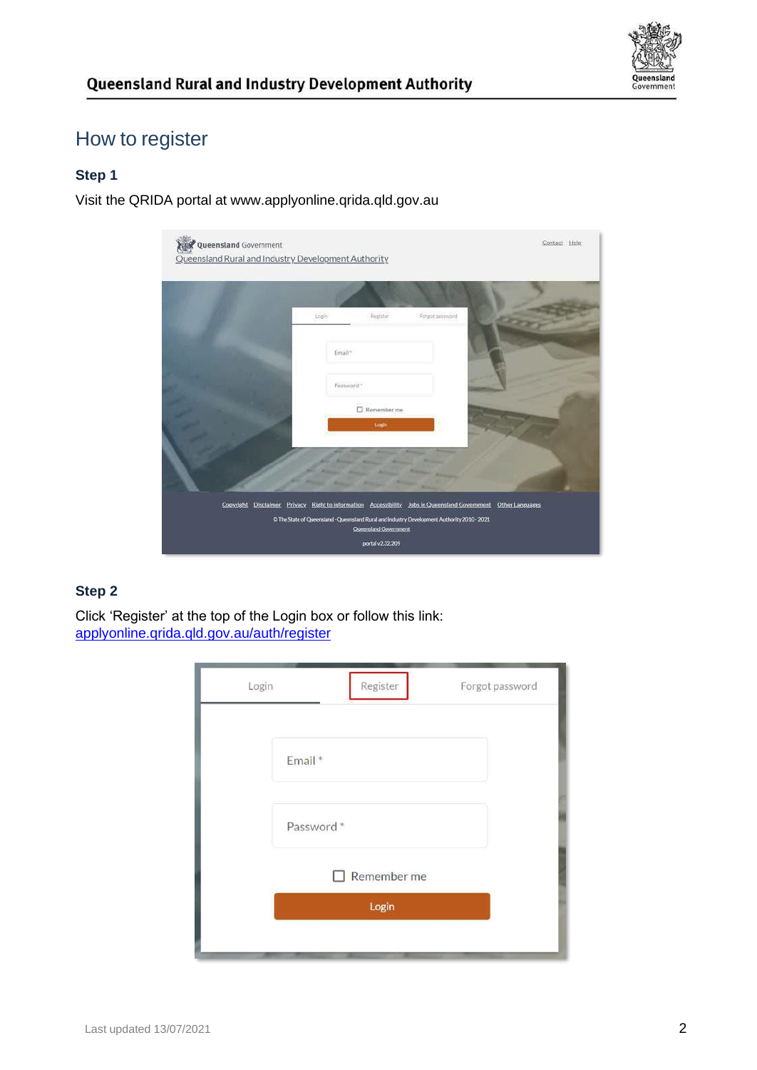## How to register

### Step 1

Visit the QRIDA portal at www.applyonline.qrida.qld.gov.au

### Step 2

Click 'Register' at the top of the Login box or follow this link: [applyonline.qrida.qld.gov.au/auth/register](applyonline.qrida.qld.gov.au/auth/register)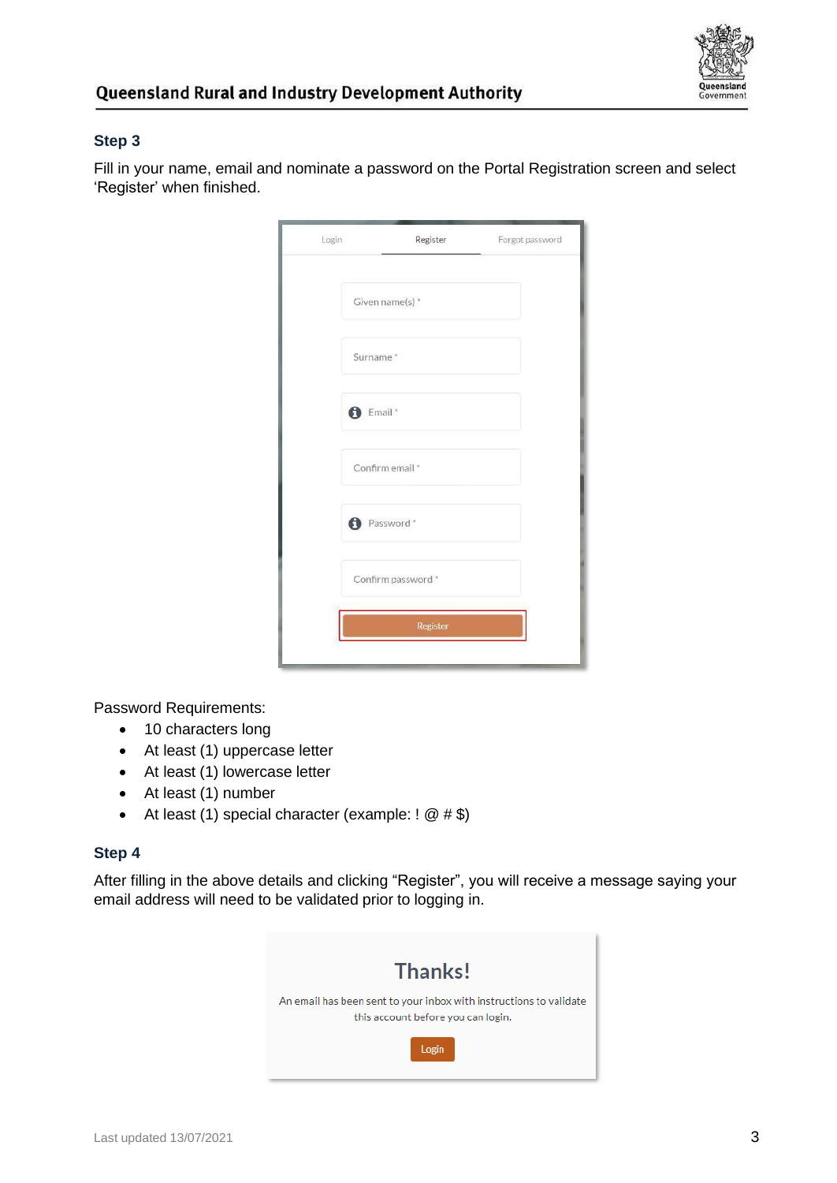### Step 3

Fill in your name, email and nominate a password on the Portal Registration screen and select 'Register' when finished.

Password Requirements:

- 10 characters long
- At least (1) uppercase letter
- At least (1) lowercase letter
- At least (1) number
- At least (1) special character (example: ! @ # $)

### Step 4

After filling in the above details and clicking "Register", you will receive a message saying your email address will need to be validated prior to logging in.

Last updated 13/07/2021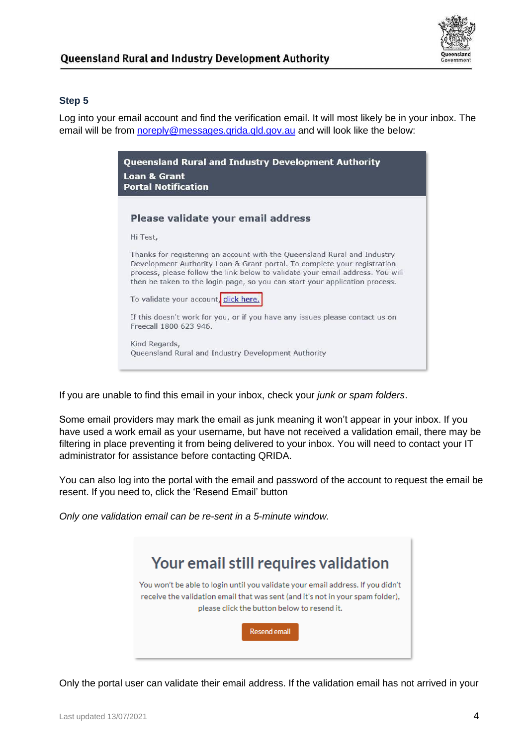### Step 5

Log into your email account and find the verification email. It will most likely be in your inbox. The email will be from noreply@messages.qrida.qld.gov.au and will look like the below:

**Queensland Rural and Industry Development Authority**
**Loan & Grant**
**Portal Notification**

**Please validate your email address**

Hi Test,

Thanks for registering an account with the Queensland Rural and Industry Development Authority Loan & Grant portal. To complete your registration process, please follow the link below to validate your email address. You will then be taken to the login page, so you can start your application process.

To validate your account, click here.

If this doesn't work for you, or if you have any issues please contact us on Freecall 1800 623 946.

Kind Regards,
Queensland Rural and Industry Development Authority

If you are unable to find this email in your inbox, check your *junk or spam folders*.

Some email providers may mark the email as junk meaning it won't appear in your inbox. If you have used a work email as your username, but have not received a validation email, there may be filtering in place preventing it from being delivered to your inbox. You will need to contact your IT administrator for assistance before contacting QRIDA.

You can also log into the portal with the email and password of the account to request the email be resent. If you need to, click the 'Resend Email' button

*Only one validation email can be re-sent in a 5-minute window.*

**Your email still requires validation**

You won't be able to login until you validate your email address. If you didn't receive the validation email that was sent (and it's not in your spam folder), please click the button below to resend it.

Resend email

Only the portal user can validate their email address. If the validation email has not arrived in your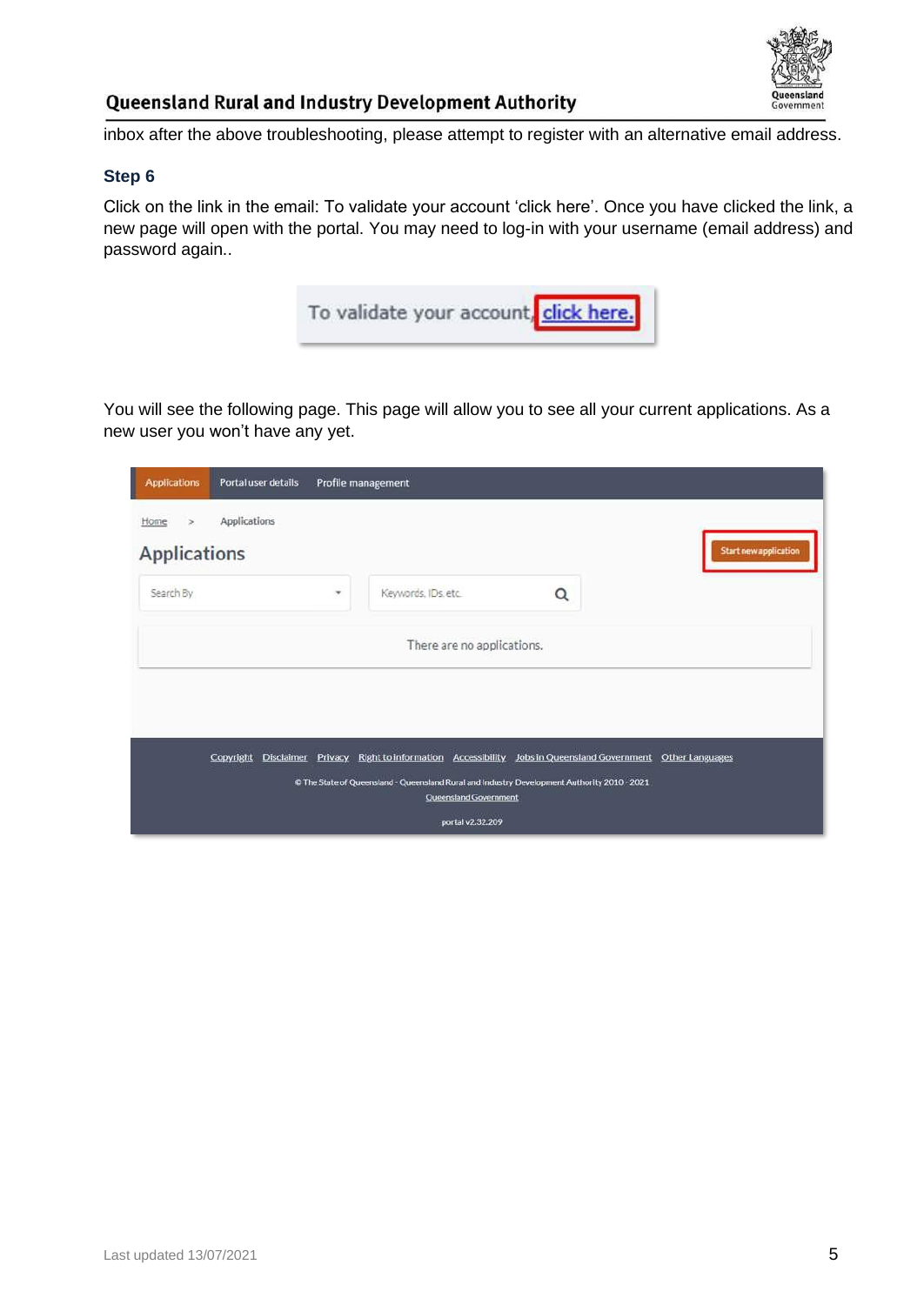inbox after the above troubleshooting, please attempt to register with an alternative email address.

### Step 6

Click on the link in the email: To validate your account 'click here'. Once you have clicked the link, a new page will open with the portal. You may need to log-in with your username (email address) and password again..

You will see the following page. This page will allow you to see all your current applications. As a new user you won't have any yet.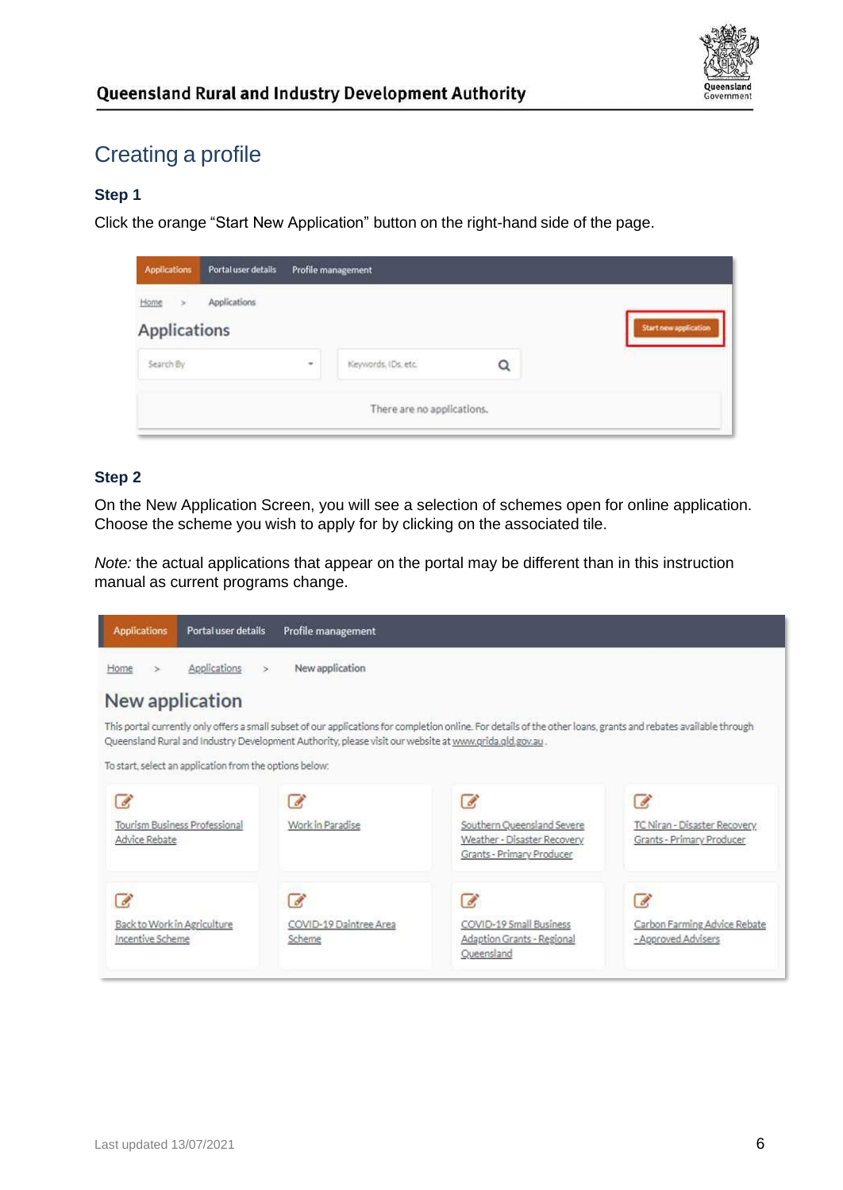## Creating a profile

### Step 1

Click the orange “Start New Application” button on the right-hand side of the page.

### Step 2

On the New Application Screen, you will see a selection of schemes open for online application. Choose the scheme you wish to apply for by clicking on the associated tile.

*Note:* the actual applications that appear on the portal may be different than in this instruction manual as current programs change.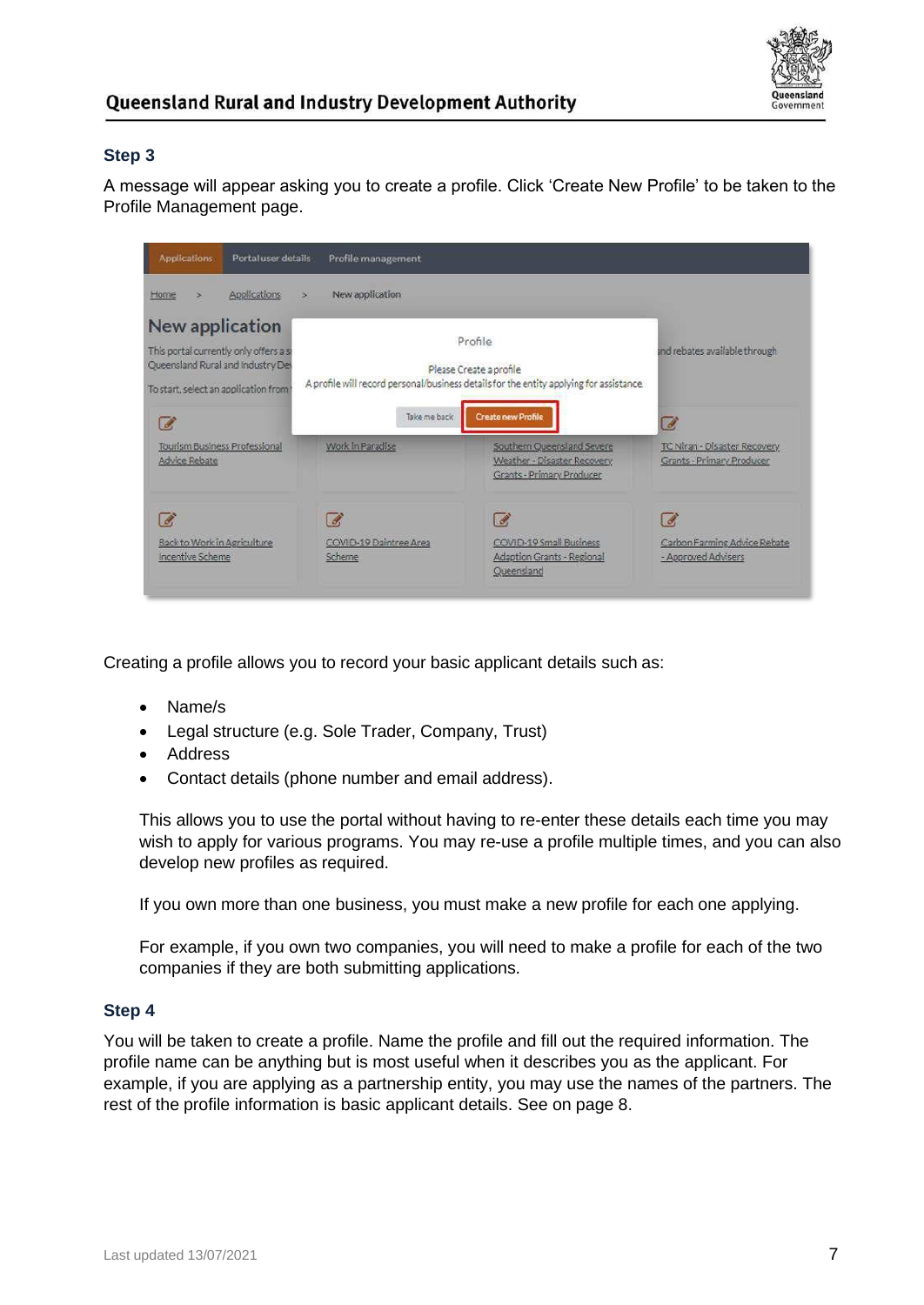### Step 3

A message will appear asking you to create a profile. Click 'Create New Profile' to be taken to the Profile Management page.

Creating a profile allows you to record your basic applicant details such as:

- Name/s
- Legal structure (e.g. Sole Trader, Company, Trust)
- Address
- Contact details (phone number and email address).

This allows you to use the portal without having to re-enter these details each time you may wish to apply for various programs. You may re-use a profile multiple times, and you can also develop new profiles as required.

If you own more than one business, you must make a new profile for each one applying.

For example, if you own two companies, you will need to make a profile for each of the two companies if they are both submitting applications.

### Step 4

You will be taken to create a profile. Name the profile and fill out the required information. The profile name can be anything but is most useful when it describes you as the applicant. For example, if you are applying as a partnership entity, you may use the names of the partners. The rest of the profile information is basic applicant details. See on page 8.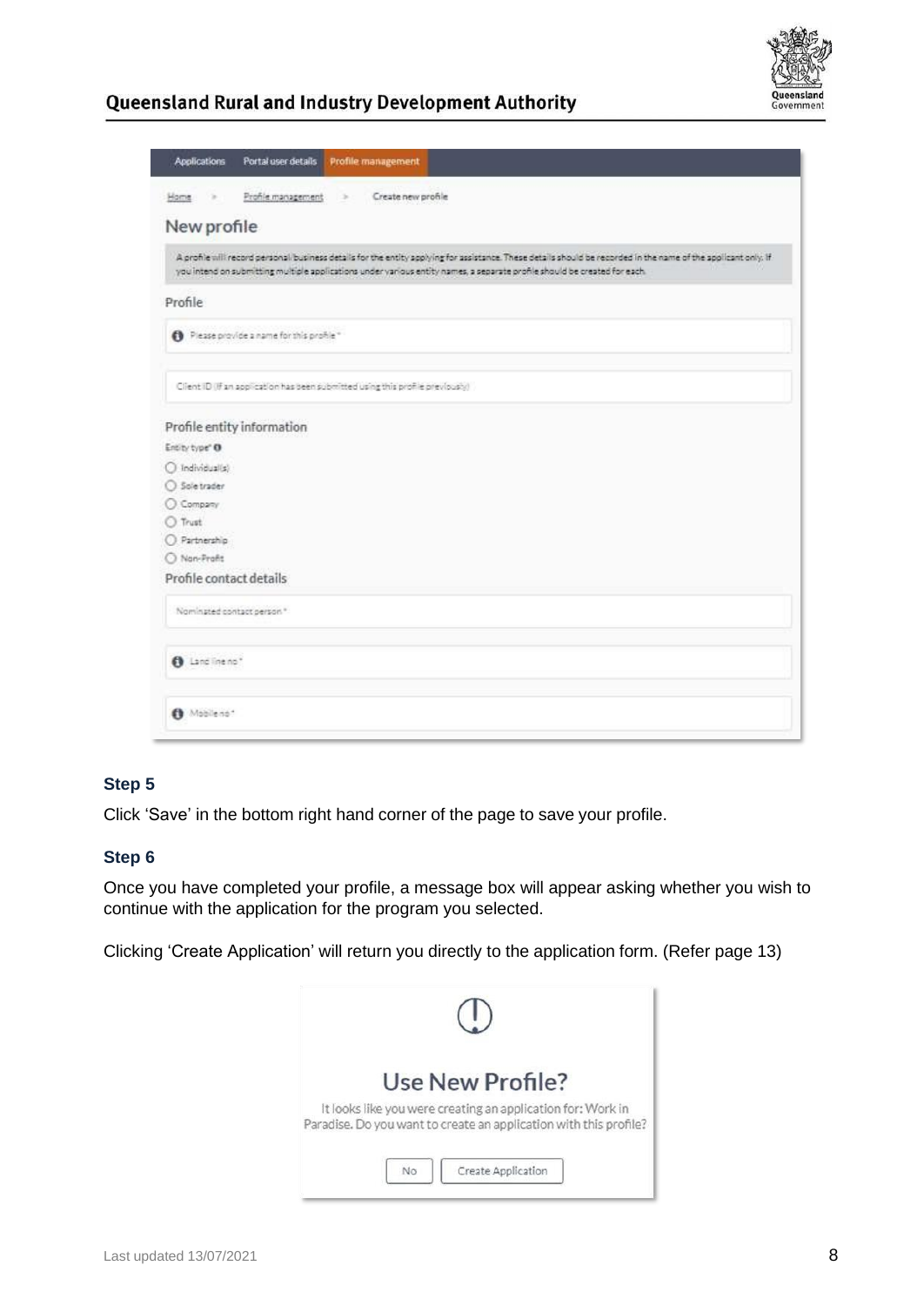Applications | Portal user details | Profile management

Home > Profile management > Create new profile

## New profile

A profile will record personal/business details for the entity applying for assistance. These details should be recorded in the name of the applicant only. If you intend on submitting multiple applications under various entity names, a separate profile should be created for each.

### Profile

Please provide a name for this profile *

Client ID (If an application has been submitted using this profile previously)

### Profile entity information

Entity type*

- Individual(s)
- Sole trader
- Company
- Trust
- Partnership
- Non-Profit

### Profile contact details

Nominated contact person *

Land line no *

Mobile no *

### Step 5

Click 'Save' in the bottom right hand corner of the page to save your profile.

### Step 6

Once you have completed your profile, a message box will appear asking whether you wish to continue with the application for the program you selected.

Clicking 'Create Application' will return you directly to the application form. (Refer page 13)

**Use New Profile?**

It looks like you were creating an application for: Work in Paradise. Do you want to create an application with this profile?

No | Create Application

Last updated 13/07/2021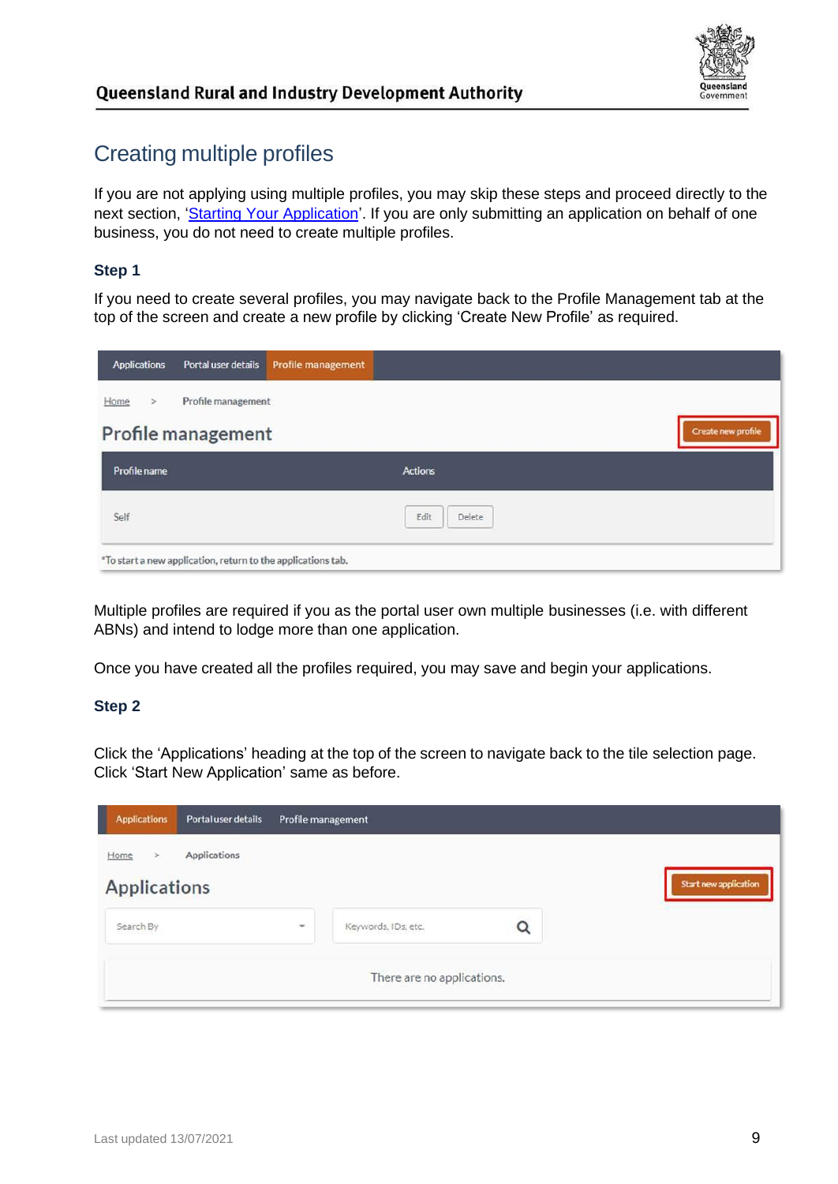## Creating multiple profiles

If you are not applying using multiple profiles, you may skip these steps and proceed directly to the next section, '[Starting Your Application](#)'. If you are only submitting an application on behalf of one business, you do not need to create multiple profiles.

### Step 1

If you need to create several profiles, you may navigate back to the Profile Management tab at the top of the screen and create a new profile by clicking 'Create New Profile' as required.

Multiple profiles are required if you as the portal user own multiple businesses (i.e. with different ABNs) and intend to lodge more than one application.

Once you have created all the profiles required, you may save and begin your applications.

### Step 2

Click the 'Applications' heading at the top of the screen to navigate back to the tile selection page. Click 'Start New Application' same as before.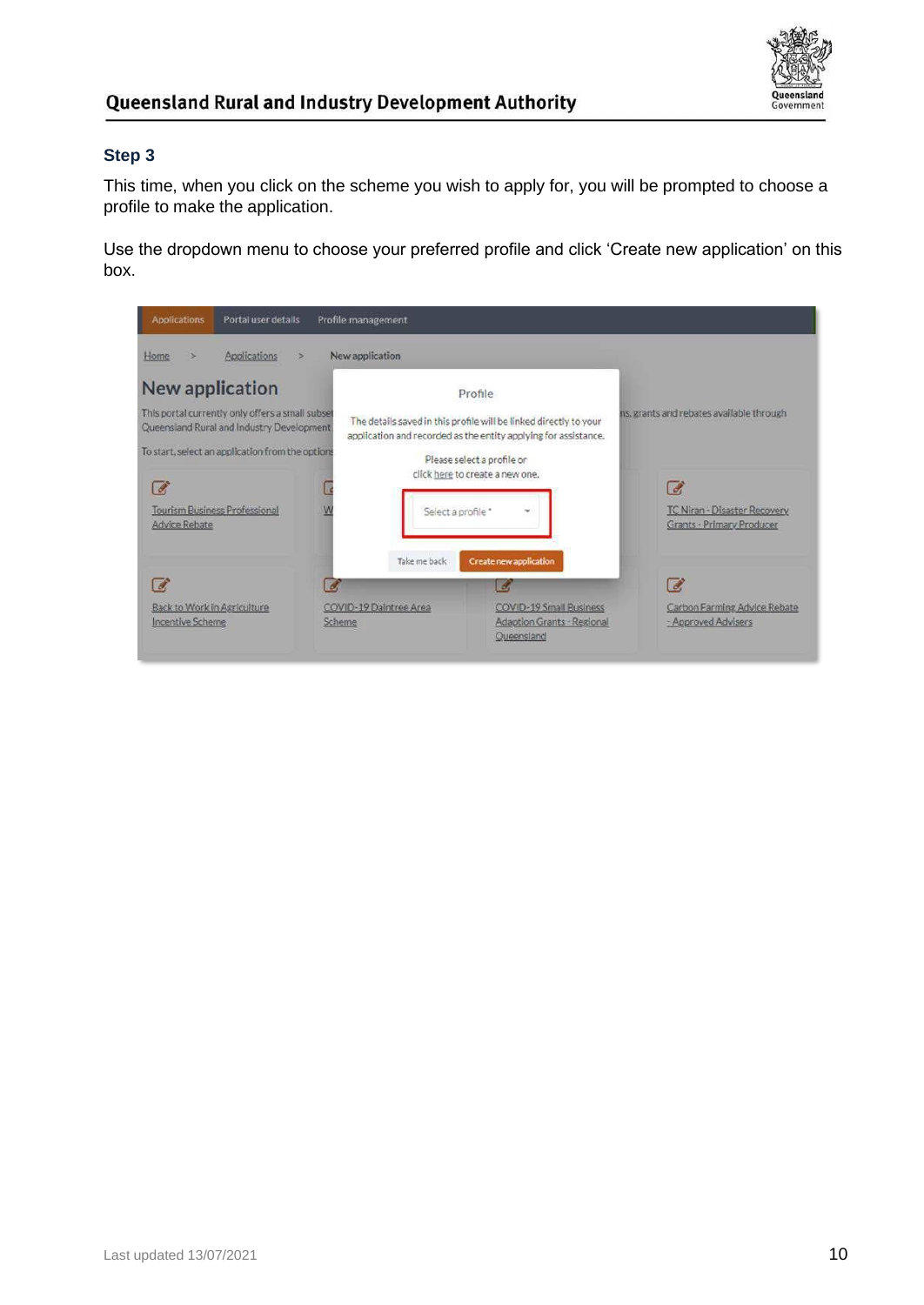### Step 3

This time, when you click on the scheme you wish to apply for, you will be prompted to choose a profile to make the application.

Use the dropdown menu to choose your preferred profile and click 'Create new application' on this box.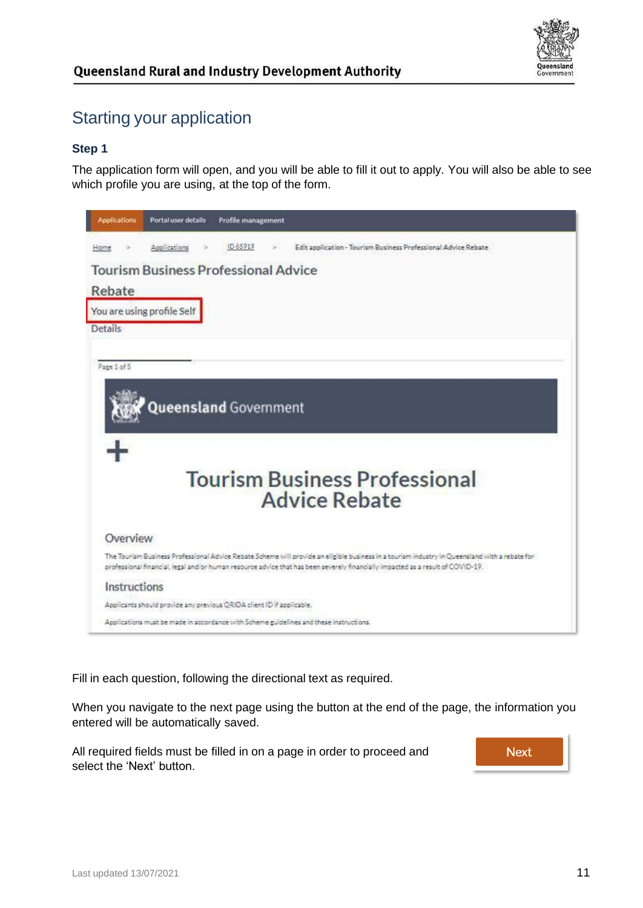## Starting your application

### Step 1

The application form will open, and you will be able to fill it out to apply. You will also be able to see which profile you are using, at the top of the form.

Applications | Portal user details | Profile management

Home > Applications > ID 65919 > Edit application - Tourism Business Professional Advice Rebate

Tourism Business Professional Advice Rebate

You are using profile Self

Details

Page 1 of 5

Queensland Government

Tourism Business Professional Advice Rebate

Overview

The Tourism Business Professional Advice Rebate Scheme will provide an eligible business in a tourism industry in Queensland with a rebate for professional financial, legal and/or human resource advice that has been severely financially impacted as a result of COVID-19.

Instructions

Applicants should provide any previous QRIDA client ID if applicable.

Applications must be made in accordance with Scheme guidelines and these instructions.

Fill in each question, following the directional text as required.

When you navigate to the next page using the button at the end of the page, the information you entered will be automatically saved.

All required fields must be filled in on a page in order to proceed and select the 'Next' button.

Next

Last updated 13/07/2021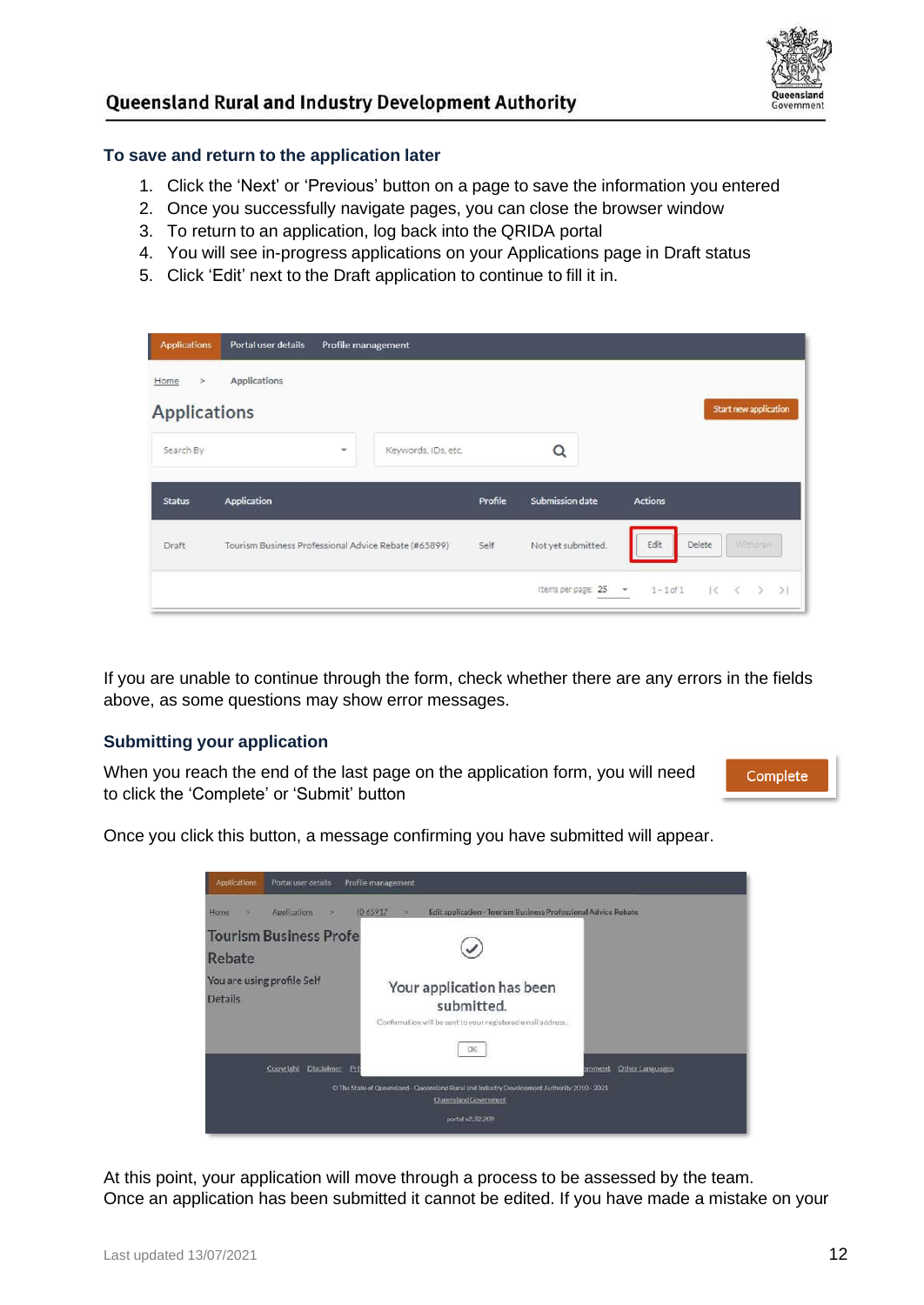### To save and return to the application later

1. Click the ‘Next’ or ‘Previous’ button on a page to save the information you entered
2. Once you successfully navigate pages, you can close the browser window
3. To return to an application, log back into the QRIDA portal
4. You will see in-progress applications on your Applications page in Draft status
5. Click ‘Edit’ next to the Draft application to continue to fill it in.

If you are unable to continue through the form, check whether there are any errors in the fields above, as some questions may show error messages.

### Submitting your application

When you reach the end of the last page on the application form, you will need to click the ‘Complete’ or ‘Submit’ button

Once you click this button, a message confirming you have submitted will appear.

At this point, your application will move through a process to be assessed by the team. Once an application has been submitted it cannot be edited. If you have made a mistake on your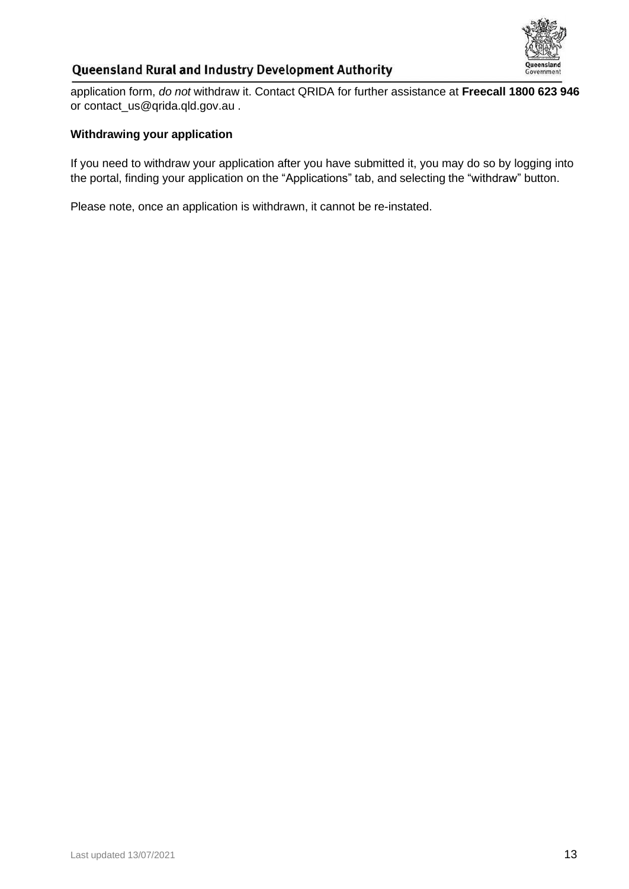application form, *do not* withdraw it. Contact QRIDA for further assistance at **Freecall 1800 623 946** or contact_us@qrida.qld.gov.au .

**Withdrawing your application**

If you need to withdraw your application after you have submitted it, you may do so by logging into the portal, finding your application on the "Applications" tab, and selecting the "withdraw" button.

Please note, once an application is withdrawn, it cannot be re-instated.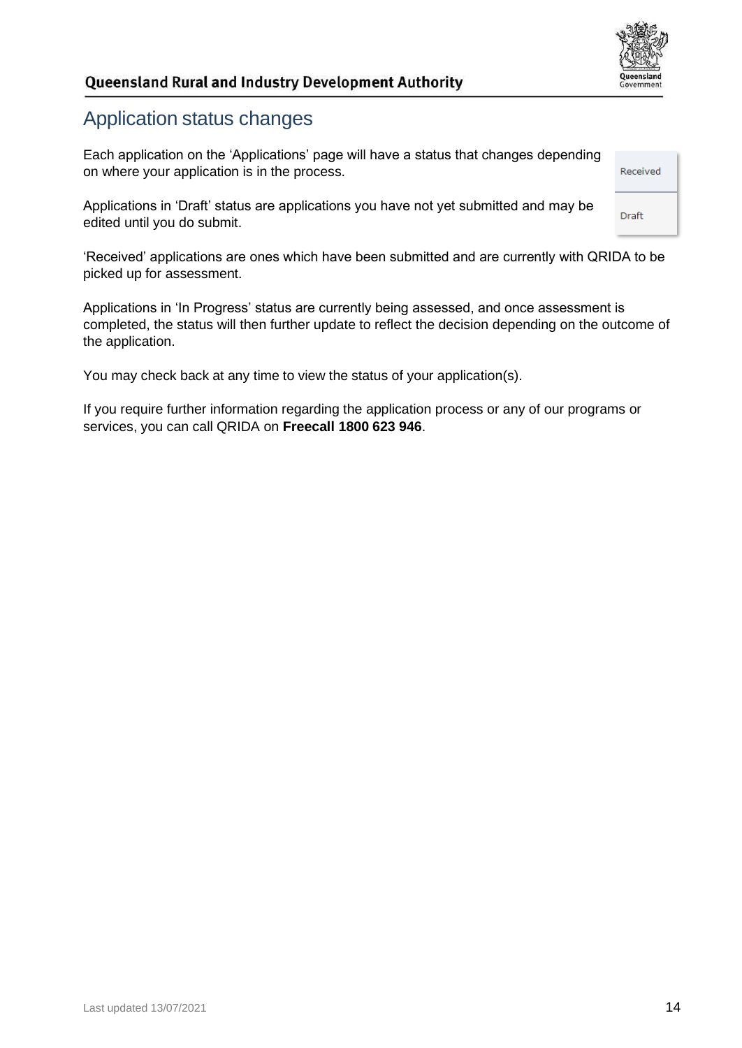## Application status changes

Each application on the 'Applications' page will have a status that changes depending on where your application is in the process.

Applications in 'Draft' status are applications you have not yet submitted and may be edited until you do submit.

'Received' applications are ones which have been submitted and are currently with QRIDA to be picked up for assessment.

Applications in 'In Progress' status are currently being assessed, and once assessment is completed, the status will then further update to reflect the decision depending on the outcome of the application.

You may check back at any time to view the status of your application(s).

If you require further information regarding the application process or any of our programs or services, you can call QRIDA on **Freecall 1800 623 946**.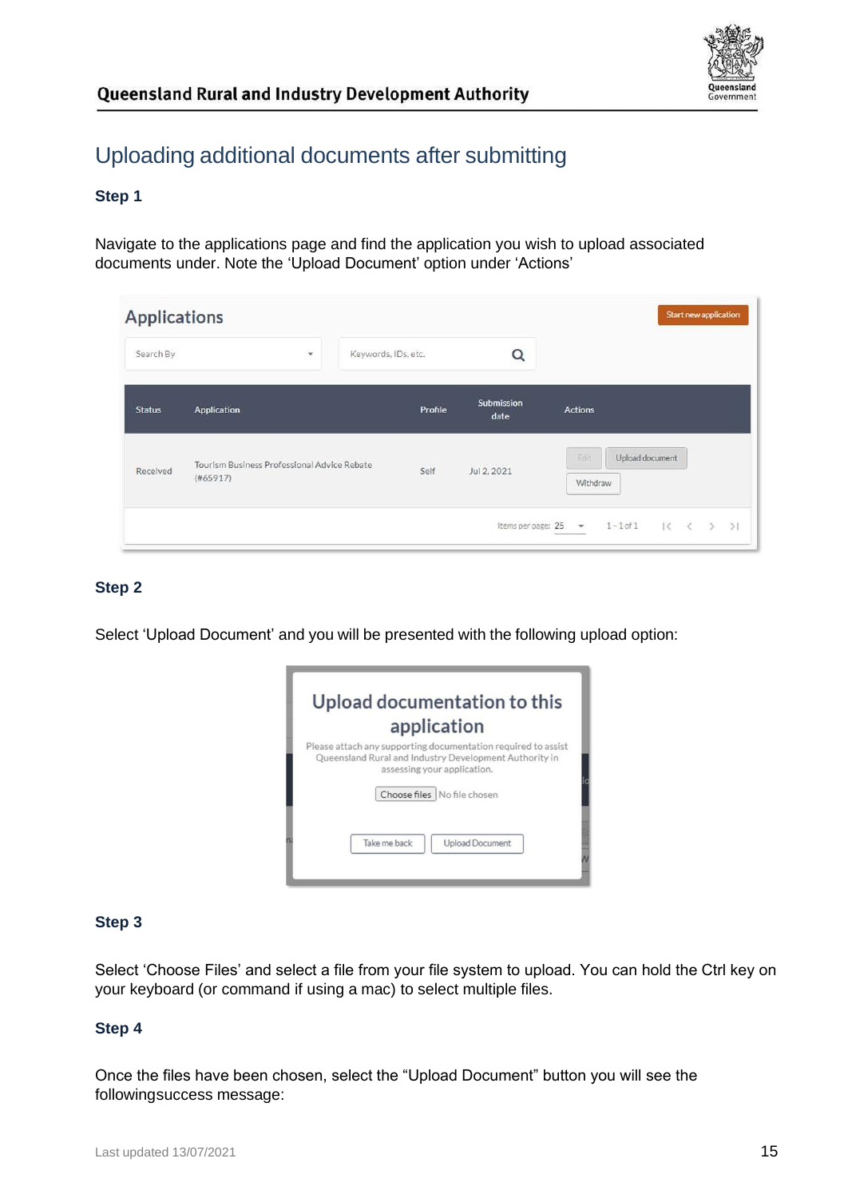# Uploading additional documents after submitting

**Step 1**

Navigate to the applications page and find the application you wish to upload associated documents under. Note the ‘Upload Document’ option under ‘Actions’

**Step 2**

Select ‘Upload Document’ and you will be presented with the following upload option:

**Step 3**

Select ‘Choose Files’ and select a file from your file system to upload. You can hold the Ctrl key on your keyboard (or command if using a mac) to select multiple files.

**Step 4**

Once the files have been chosen, select the “Upload Document” button you will see the followingsuccess message: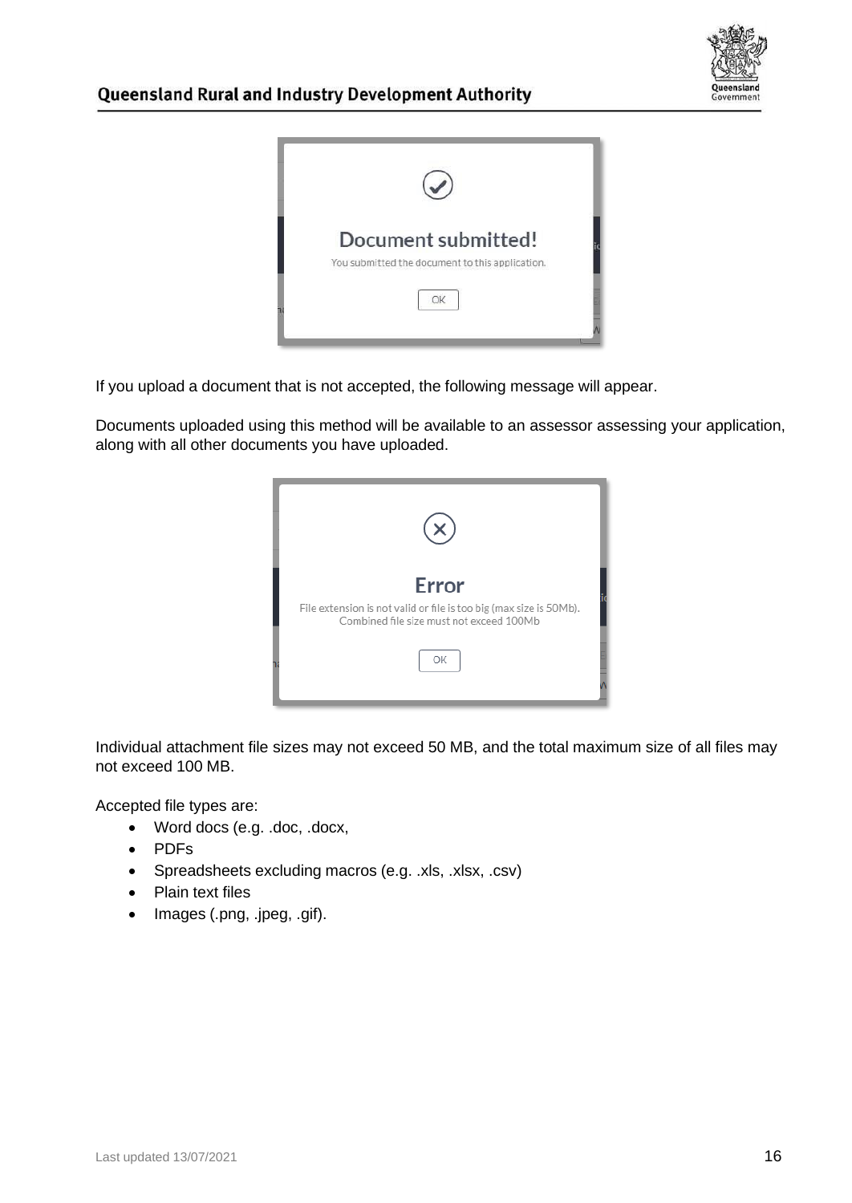If you upload a document that is not accepted, the following message will appear.

Documents uploaded using this method will be available to an assessor assessing your application, along with all other documents you have uploaded.

Individual attachment file sizes may not exceed 50 MB, and the total maximum size of all files may not exceed 100 MB.

Accepted file types are:

- Word docs (e.g. .doc, .docx,
- PDFs
- Spreadsheets excluding macros (e.g. .xls, .xlsx, .csv)
- Plain text files
- Images (.png, .jpeg, .gif).